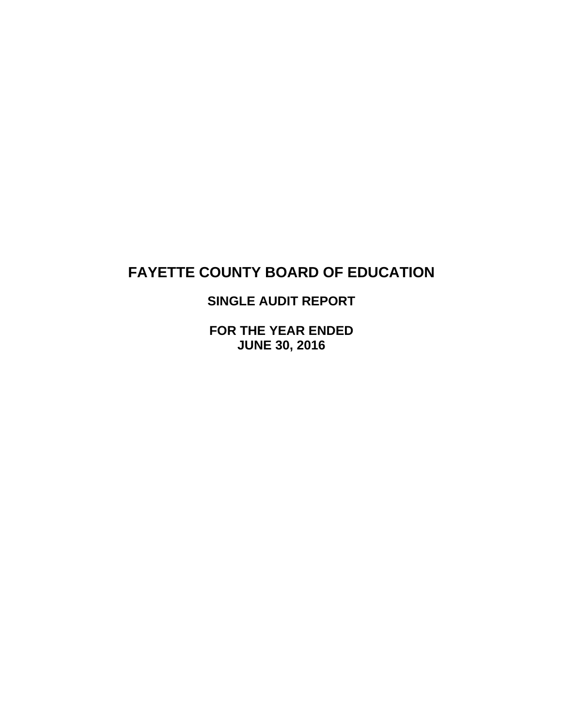# FAYETTE COUNTY BOARD OF EDUCATION

## SINGLE AUDIT REPORT

## FOR THE YEAR ENDED
## JUNE 30, 2016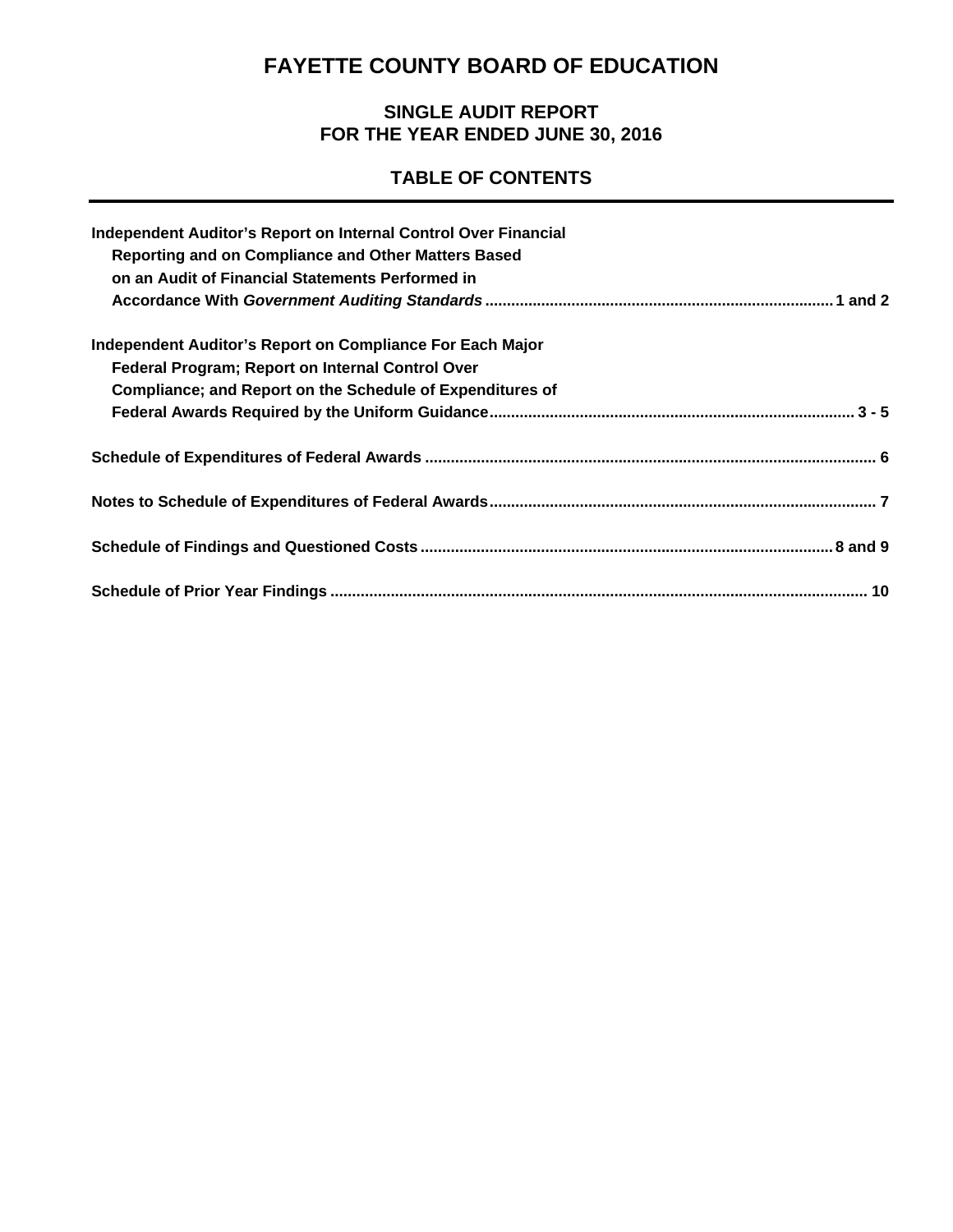# FAYETTE COUNTY BOARD OF EDUCATION

## SINGLE AUDIT REPORT
## FOR THE YEAR ENDED JUNE 30, 2016

## TABLE OF CONTENTS

| | |
|---|---|
| **Independent Auditor's Report on Internal Control Over Financial Reporting and on Compliance and Other Matters Based on an Audit of Financial Statements Performed in Accordance With *Government Auditing Standards*** | **1 and 2** |
| **Independent Auditor's Report on Compliance For Each Major Federal Program; Report on Internal Control Over Compliance; and Report on the Schedule of Expenditures of Federal Awards Required by the Uniform Guidance** | **3 - 5** |
| **Schedule of Expenditures of Federal Awards** | **6** |
| **Notes to Schedule of Expenditures of Federal Awards** | **7** |
| **Schedule of Findings and Questioned Costs** | **8 and 9** |
| **Schedule of Prior Year Findings** | **10** |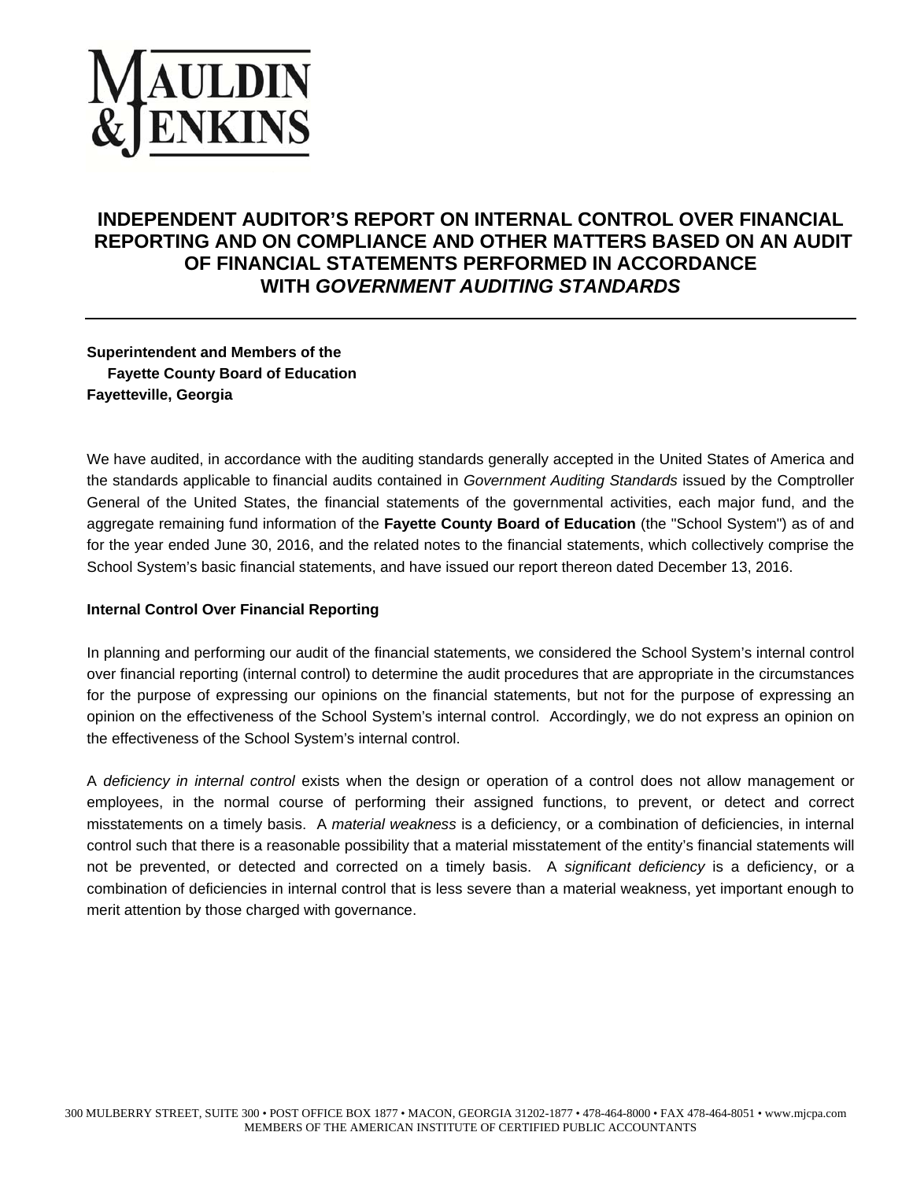MAULDIN & JENKINS

# INDEPENDENT AUDITOR'S REPORT ON INTERNAL CONTROL OVER FINANCIAL REPORTING AND ON COMPLIANCE AND OTHER MATTERS BASED ON AN AUDIT OF FINANCIAL STATEMENTS PERFORMED IN ACCORDANCE WITH *GOVERNMENT AUDITING STANDARDS*

**Superintendent and Members of the**
**Fayette County Board of Education**
**Fayetteville, Georgia**

We have audited, in accordance with the auditing standards generally accepted in the United States of America and the standards applicable to financial audits contained in *Government Auditing Standards* issued by the Comptroller General of the United States, the financial statements of the governmental activities, each major fund, and the aggregate remaining fund information of the **Fayette County Board of Education** (the "School System") as of and for the year ended June 30, 2016, and the related notes to the financial statements, which collectively comprise the School System's basic financial statements, and have issued our report thereon dated December 13, 2016.

**Internal Control Over Financial Reporting**

In planning and performing our audit of the financial statements, we considered the School System's internal control over financial reporting (internal control) to determine the audit procedures that are appropriate in the circumstances for the purpose of expressing our opinions on the financial statements, but not for the purpose of expressing an opinion on the effectiveness of the School System's internal control. Accordingly, we do not express an opinion on the effectiveness of the School System's internal control.

A *deficiency in internal control* exists when the design or operation of a control does not allow management or employees, in the normal course of performing their assigned functions, to prevent, or detect and correct misstatements on a timely basis. A *material weakness* is a deficiency, or a combination of deficiencies, in internal control such that there is a reasonable possibility that a material misstatement of the entity's financial statements will not be prevented, or detected and corrected on a timely basis. A *significant deficiency* is a deficiency, or a combination of deficiencies in internal control that is less severe than a material weakness, yet important enough to merit attention by those charged with governance.

300 MULBERRY STREET, SUITE 300 • POST OFFICE BOX 1877 • MACON, GEORGIA 31202-1877 • 478-464-8000 • FAX 478-464-8051 • www.mjcpa.com
MEMBERS OF THE AMERICAN INSTITUTE OF CERTIFIED PUBLIC ACCOUNTANTS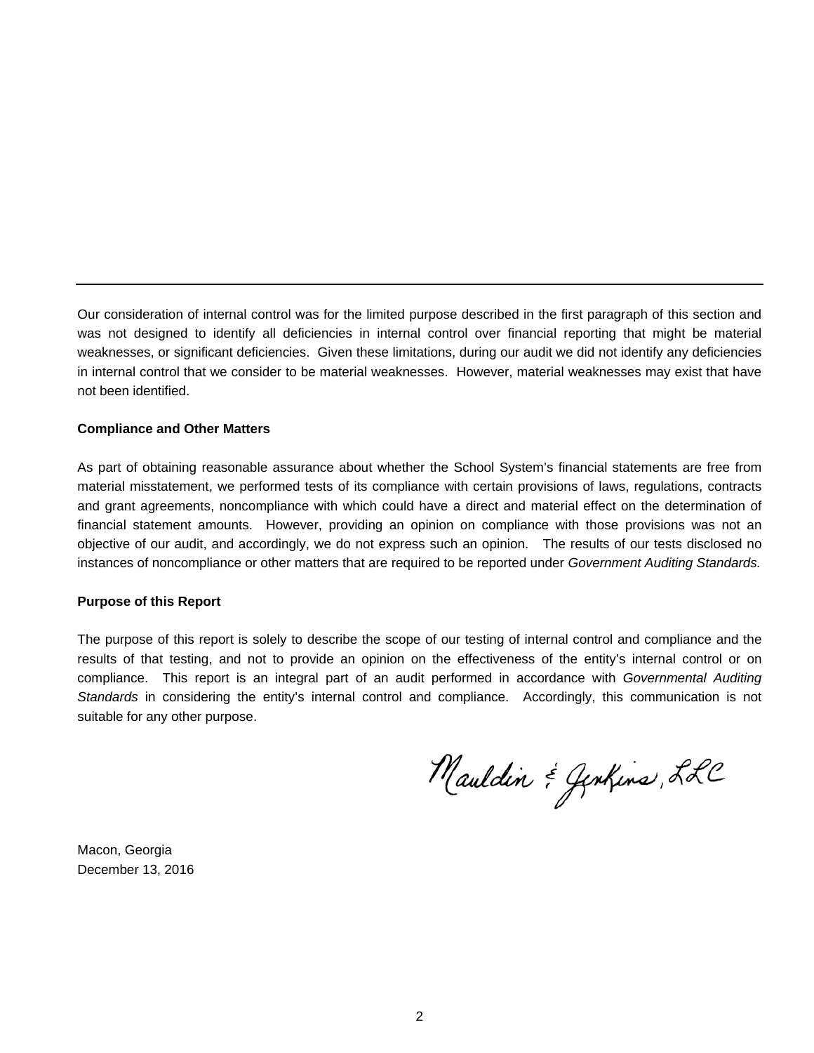---

Our consideration of internal control was for the limited purpose described in the first paragraph of this section and was not designed to identify all deficiencies in internal control over financial reporting that might be material weaknesses, or significant deficiencies. Given these limitations, during our audit we did not identify any deficiencies in internal control that we consider to be material weaknesses. However, material weaknesses may exist that have not been identified.

**Compliance and Other Matters**

As part of obtaining reasonable assurance about whether the School System's financial statements are free from material misstatement, we performed tests of its compliance with certain provisions of laws, regulations, contracts and grant agreements, noncompliance with which could have a direct and material effect on the determination of financial statement amounts. However, providing an opinion on compliance with those provisions was not an objective of our audit, and accordingly, we do not express such an opinion. The results of our tests disclosed no instances of noncompliance or other matters that are required to be reported under *Government Auditing Standards.*

**Purpose of this Report**

The purpose of this report is solely to describe the scope of our testing of internal control and compliance and the results of that testing, and not to provide an opinion on the effectiveness of the entity's internal control or on compliance. This report is an integral part of an audit performed in accordance with *Governmental Auditing Standards* in considering the entity's internal control and compliance. Accordingly, this communication is not suitable for any other purpose.

Mauldin & Jenkins, LLC

Macon, Georgia
December 13, 2016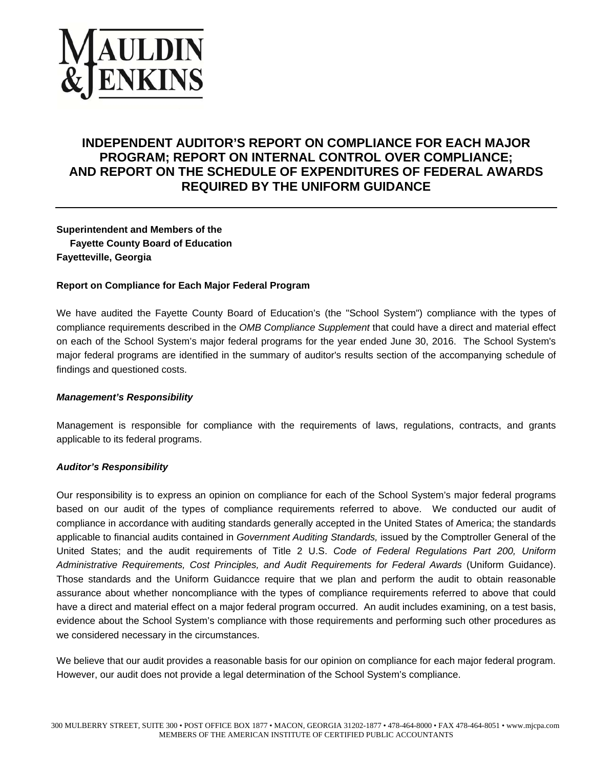# INDEPENDENT AUDITOR'S REPORT ON COMPLIANCE FOR EACH MAJOR PROGRAM; REPORT ON INTERNAL CONTROL OVER COMPLIANCE; AND REPORT ON THE SCHEDULE OF EXPENDITURES OF FEDERAL AWARDS REQUIRED BY THE UNIFORM GUIDANCE

**Superintendent and Members of the**
**Fayette County Board of Education**
**Fayetteville, Georgia**

## Report on Compliance for Each Major Federal Program

We have audited the Fayette County Board of Education's (the "School System") compliance with the types of compliance requirements described in the *OMB Compliance Supplement* that could have a direct and material effect on each of the School System's major federal programs for the year ended June 30, 2016. The School System's major federal programs are identified in the summary of auditor's results section of the accompanying schedule of findings and questioned costs.

### *Management's Responsibility*

Management is responsible for compliance with the requirements of laws, regulations, contracts, and grants applicable to its federal programs.

### *Auditor's Responsibility*

Our responsibility is to express an opinion on compliance for each of the School System's major federal programs based on our audit of the types of compliance requirements referred to above. We conducted our audit of compliance in accordance with auditing standards generally accepted in the United States of America; the standards applicable to financial audits contained in *Government Auditing Standards,* issued by the Comptroller General of the United States; and the audit requirements of Title 2 U.S. *Code of Federal Regulations Part 200, Uniform Administrative Requirements, Cost Principles, and Audit Requirements for Federal Awards* (Uniform Guidance). Those standards and the Uniform Guidancce require that we plan and perform the audit to obtain reasonable assurance about whether noncompliance with the types of compliance requirements referred to above that could have a direct and material effect on a major federal program occurred. An audit includes examining, on a test basis, evidence about the School System's compliance with those requirements and performing such other procedures as we considered necessary in the circumstances.

We believe that our audit provides a reasonable basis for our opinion on compliance for each major federal program. However, our audit does not provide a legal determination of the School System's compliance.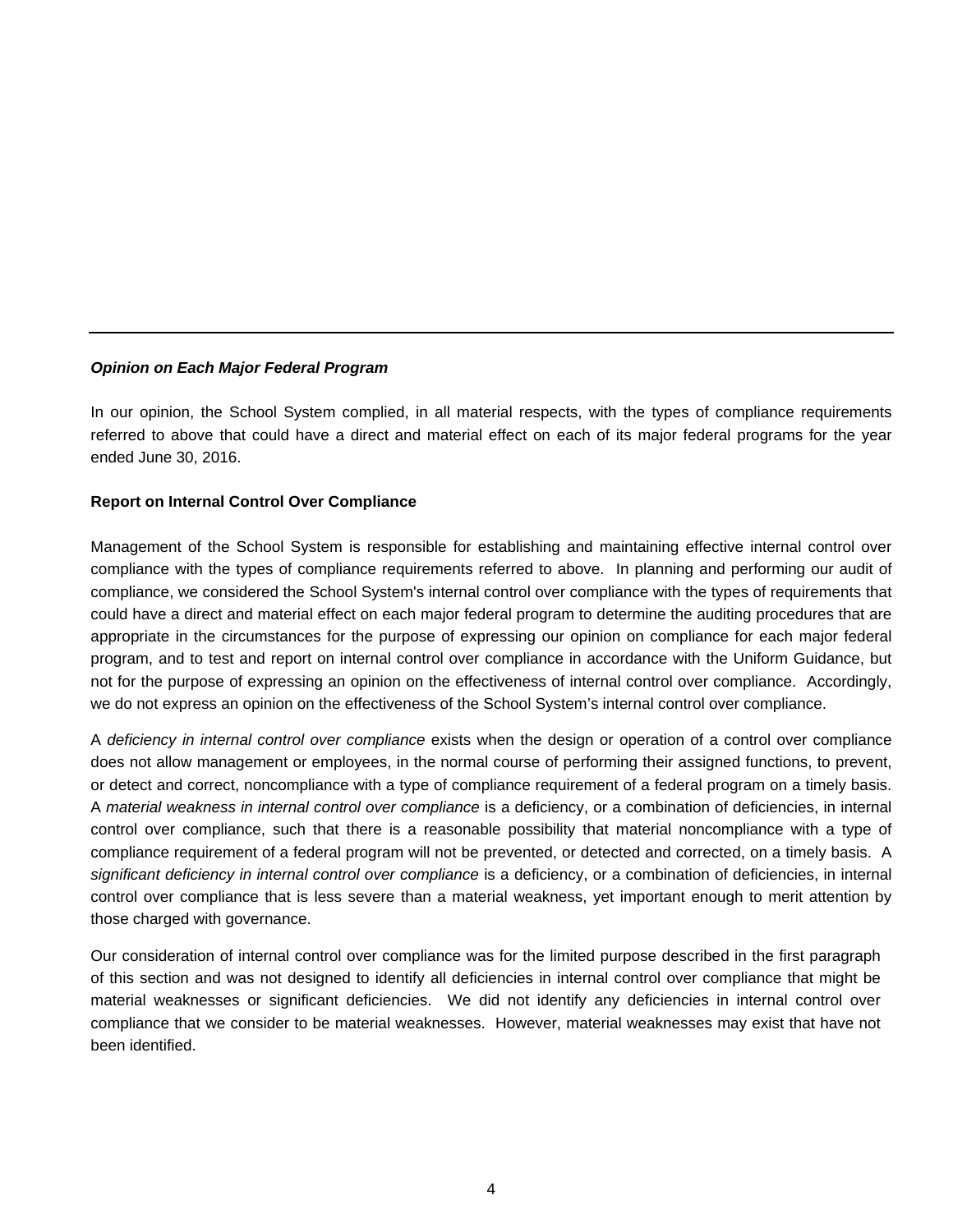***Opinion on Each Major Federal Program***

In our opinion, the School System complied, in all material respects, with the types of compliance requirements referred to above that could have a direct and material effect on each of its major federal programs for the year ended June 30, 2016.

**Report on Internal Control Over Compliance**

Management of the School System is responsible for establishing and maintaining effective internal control over compliance with the types of compliance requirements referred to above. In planning and performing our audit of compliance, we considered the School System's internal control over compliance with the types of requirements that could have a direct and material effect on each major federal program to determine the auditing procedures that are appropriate in the circumstances for the purpose of expressing our opinion on compliance for each major federal program, and to test and report on internal control over compliance in accordance with the Uniform Guidance, but not for the purpose of expressing an opinion on the effectiveness of internal control over compliance. Accordingly, we do not express an opinion on the effectiveness of the School System's internal control over compliance.

A *deficiency in internal control over compliance* exists when the design or operation of a control over compliance does not allow management or employees, in the normal course of performing their assigned functions, to prevent, or detect and correct, noncompliance with a type of compliance requirement of a federal program on a timely basis. A *material weakness in internal control over compliance* is a deficiency, or a combination of deficiencies, in internal control over compliance, such that there is a reasonable possibility that material noncompliance with a type of compliance requirement of a federal program will not be prevented, or detected and corrected, on a timely basis. A *significant deficiency in internal control over compliance* is a deficiency, or a combination of deficiencies, in internal control over compliance that is less severe than a material weakness, yet important enough to merit attention by those charged with governance.

Our consideration of internal control over compliance was for the limited purpose described in the first paragraph of this section and was not designed to identify all deficiencies in internal control over compliance that might be material weaknesses or significant deficiencies. We did not identify any deficiencies in internal control over compliance that we consider to be material weaknesses. However, material weaknesses may exist that have not been identified.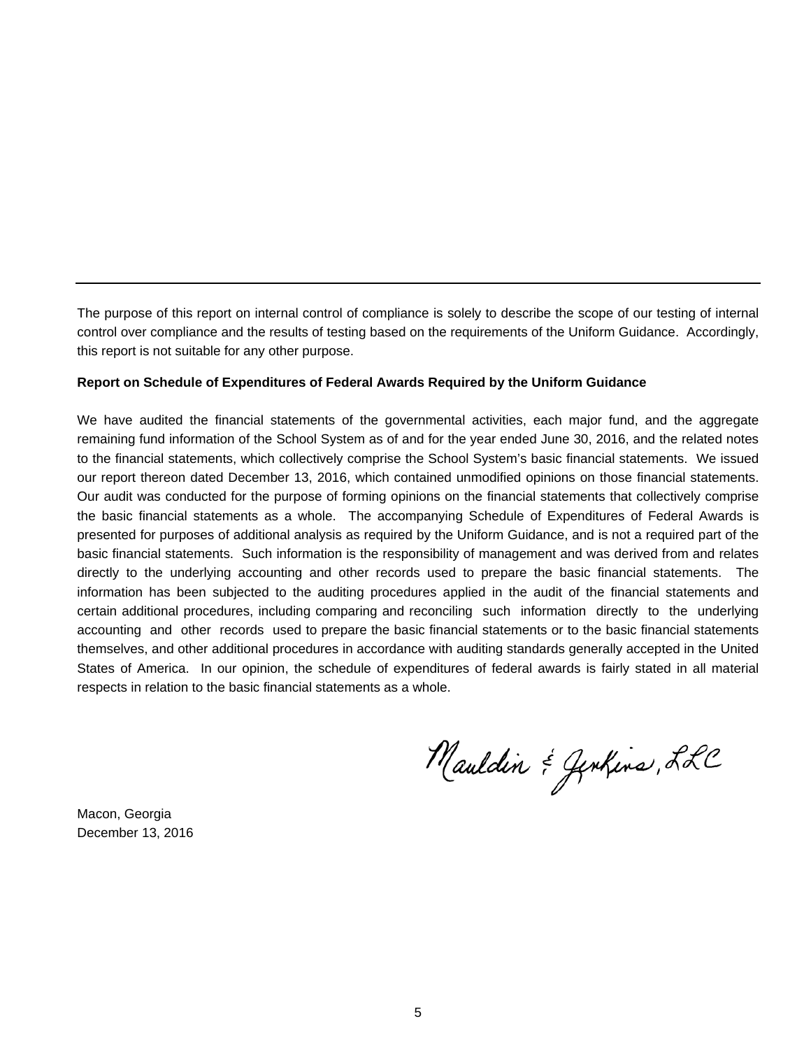---

The purpose of this report on internal control of compliance is solely to describe the scope of our testing of internal control over compliance and the results of testing based on the requirements of the Uniform Guidance. Accordingly, this report is not suitable for any other purpose.

**Report on Schedule of Expenditures of Federal Awards Required by the Uniform Guidance**

We have audited the financial statements of the governmental activities, each major fund, and the aggregate remaining fund information of the School System as of and for the year ended June 30, 2016, and the related notes to the financial statements, which collectively comprise the School System's basic financial statements. We issued our report thereon dated December 13, 2016, which contained unmodified opinions on those financial statements. Our audit was conducted for the purpose of forming opinions on the financial statements that collectively comprise the basic financial statements as a whole. The accompanying Schedule of Expenditures of Federal Awards is presented for purposes of additional analysis as required by the Uniform Guidance, and is not a required part of the basic financial statements. Such information is the responsibility of management and was derived from and relates directly to the underlying accounting and other records used to prepare the basic financial statements. The information has been subjected to the auditing procedures applied in the audit of the financial statements and certain additional procedures, including comparing and reconciling such information directly to the underlying accounting and other records used to prepare the basic financial statements or to the basic financial statements themselves, and other additional procedures in accordance with auditing standards generally accepted in the United States of America. In our opinion, the schedule of expenditures of federal awards is fairly stated in all material respects in relation to the basic financial statements as a whole.

Mauldin & Jenkins, LLC

Macon, Georgia
December 13, 2016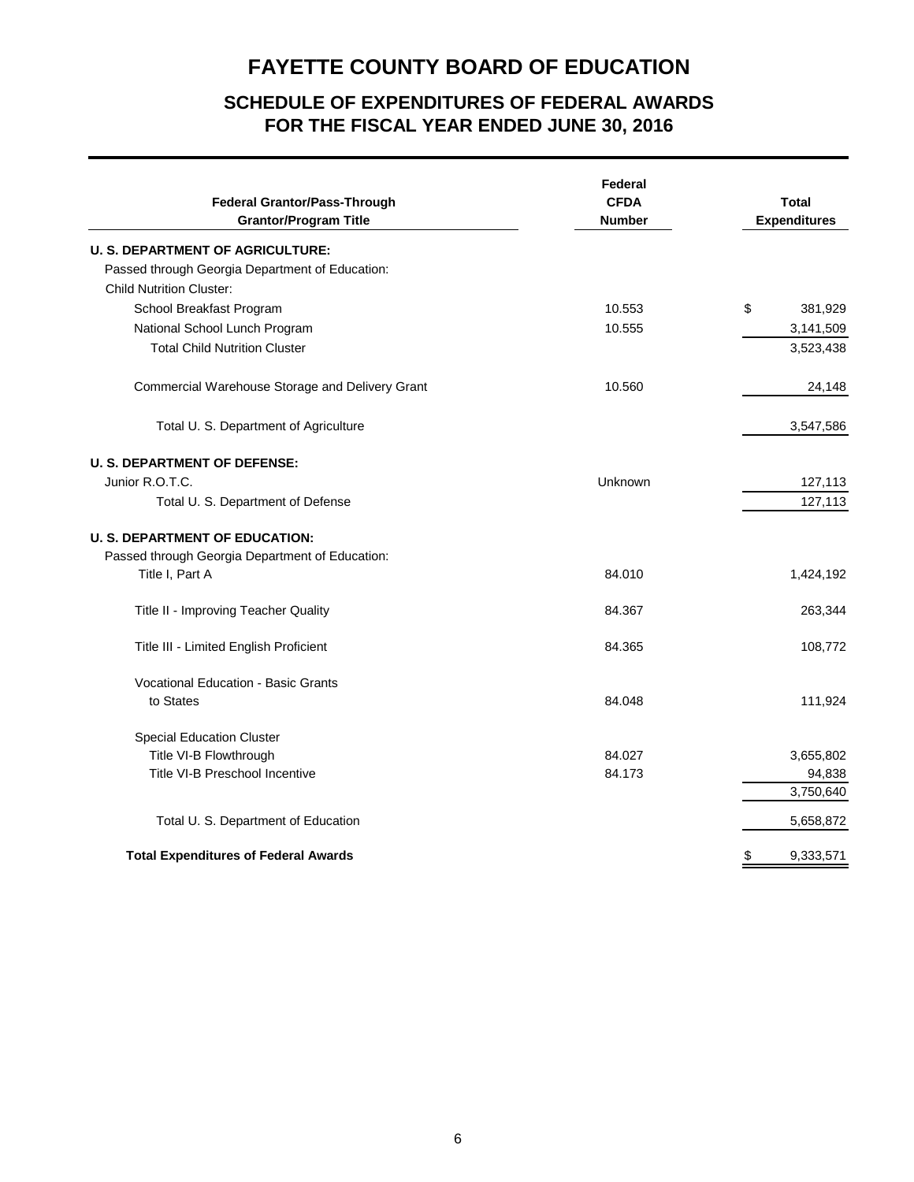# FAYETTE COUNTY BOARD OF EDUCATION

## SCHEDULE OF EXPENDITURES OF FEDERAL AWARDS
## FOR THE FISCAL YEAR ENDED JUNE 30, 2016

| Federal Grantor/Pass-Through Grantor/Program Title | Federal CFDA Number | Total Expenditures |
|---|---|---|
| **U. S. DEPARTMENT OF AGRICULTURE:** | | |
| Passed through Georgia Department of Education: | | |
| Child Nutrition Cluster: | | |
| School Breakfast Program | 10.553 | $ 381,929 |
| National School Lunch Program | 10.555 | 3,141,509 |
| Total Child Nutrition Cluster | | 3,523,438 |
| Commercial Warehouse Storage and Delivery Grant | 10.560 | 24,148 |
| Total U. S. Department of Agriculture | | 3,547,586 |
| **U. S. DEPARTMENT OF DEFENSE:** | | |
| Junior R.O.T.C. | Unknown | 127,113 |
| Total U. S. Department of Defense | | 127,113 |
| **U. S. DEPARTMENT OF EDUCATION:** | | |
| Passed through Georgia Department of Education: | | |
| Title I, Part A | 84.010 | 1,424,192 |
| Title II - Improving Teacher Quality | 84.367 | 263,344 |
| Title III - Limited English Proficient | 84.365 | 108,772 |
| Vocational Education - Basic Grants to States | 84.048 | 111,924 |
| Special Education Cluster | | |
| Title VI-B Flowthrough | 84.027 | 3,655,802 |
| Title VI-B Preschool Incentive | 84.173 | 94,838 |
| | | 3,750,640 |
| Total U. S. Department of Education | | 5,658,872 |
| **Total Expenditures of Federal Awards** | | $ 9,333,571 |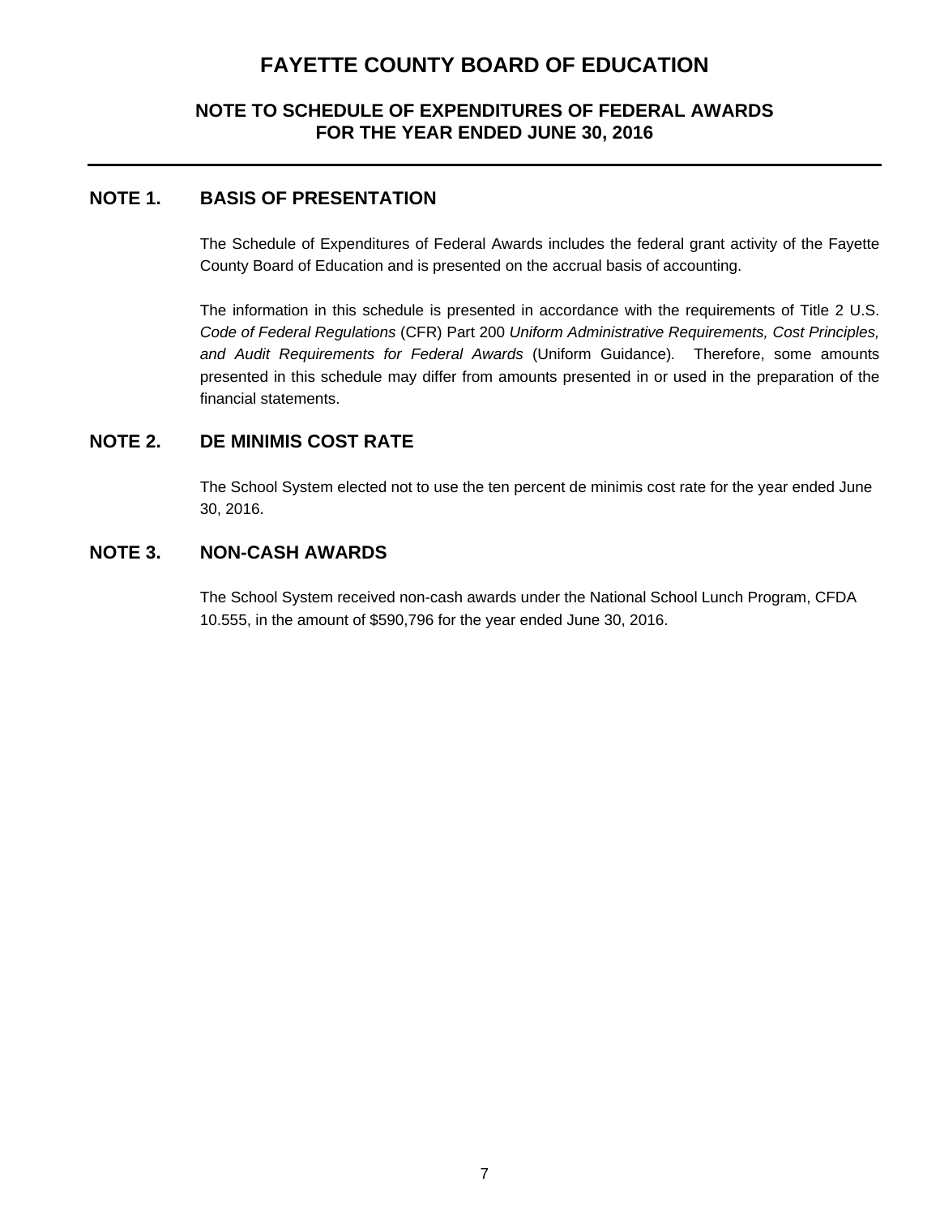# FAYETTE COUNTY BOARD OF EDUCATION

## NOTE TO SCHEDULE OF EXPENDITURES OF FEDERAL AWARDS
## FOR THE YEAR ENDED JUNE 30, 2016

---

### NOTE 1. BASIS OF PRESENTATION

The Schedule of Expenditures of Federal Awards includes the federal grant activity of the Fayette County Board of Education and is presented on the accrual basis of accounting.

The information in this schedule is presented in accordance with the requirements of Title 2 U.S. *Code of Federal Regulations* (CFR) Part 200 *Uniform Administrative Requirements, Cost Principles, and Audit Requirements for Federal Awards* (Uniform Guidance). Therefore, some amounts presented in this schedule may differ from amounts presented in or used in the preparation of the financial statements.

### NOTE 2. DE MINIMIS COST RATE

The School System elected not to use the ten percent de minimis cost rate for the year ended June 30, 2016.

### NOTE 3. NON-CASH AWARDS

The School System received non-cash awards under the National School Lunch Program, CFDA 10.555, in the amount of $590,796 for the year ended June 30, 2016.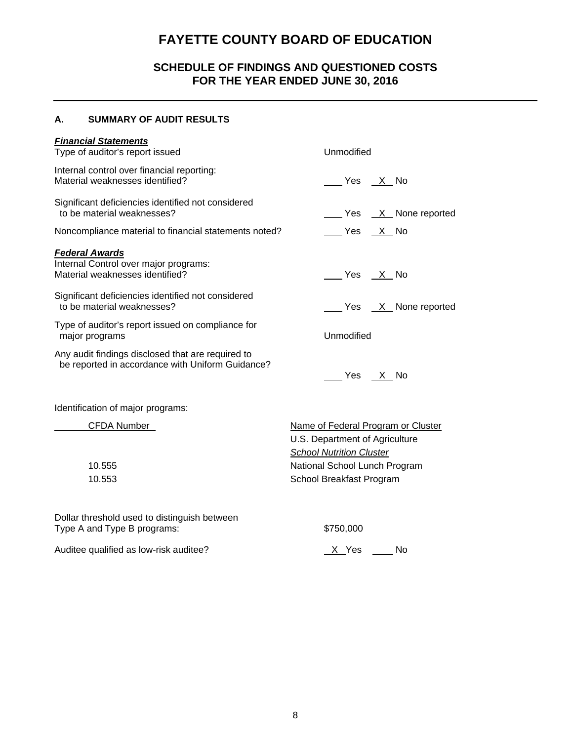# FAYETTE COUNTY BOARD OF EDUCATION

## SCHEDULE OF FINDINGS AND QUESTIONED COSTS
## FOR THE YEAR ENDED JUNE 30, 2016

### A. SUMMARY OF AUDIT RESULTS

***Financial Statements***

| | |
|---|---|
| Type of auditor's report issued | Unmodified |
| Internal control over financial reporting: Material weaknesses identified? | ___ Yes _X_ No |
| Significant deficiencies identified not considered to be material weaknesses? | ___ Yes _X_ None reported |
| Noncompliance material to financial statements noted? | ___ Yes _X_ No |

***Federal Awards***

| | |
|---|---|
| Internal Control over major programs: Material weaknesses identified? | ___ Yes _X_ No |
| Significant deficiencies identified not considered to be material weaknesses? | ___ Yes _X_ None reported |
| Type of auditor's report issued on compliance for major programs | Unmodified |
| Any audit findings disclosed that are required to be reported in accordance with Uniform Guidance? | ___ Yes _X_ No |

Identification of major programs:

| CFDA Number | Name of Federal Program or Cluster |
|---|---|
| | U.S. Department of Agriculture |
| | *School Nutrition Cluster* |
| 10.555 | National School Lunch Program |
| 10.553 | School Breakfast Program |

| | |
|---|---|
| Dollar threshold used to distinguish between Type A and Type B programs: | $750,000 |
| Auditee qualified as low-risk auditee? | _X_ Yes ___ No |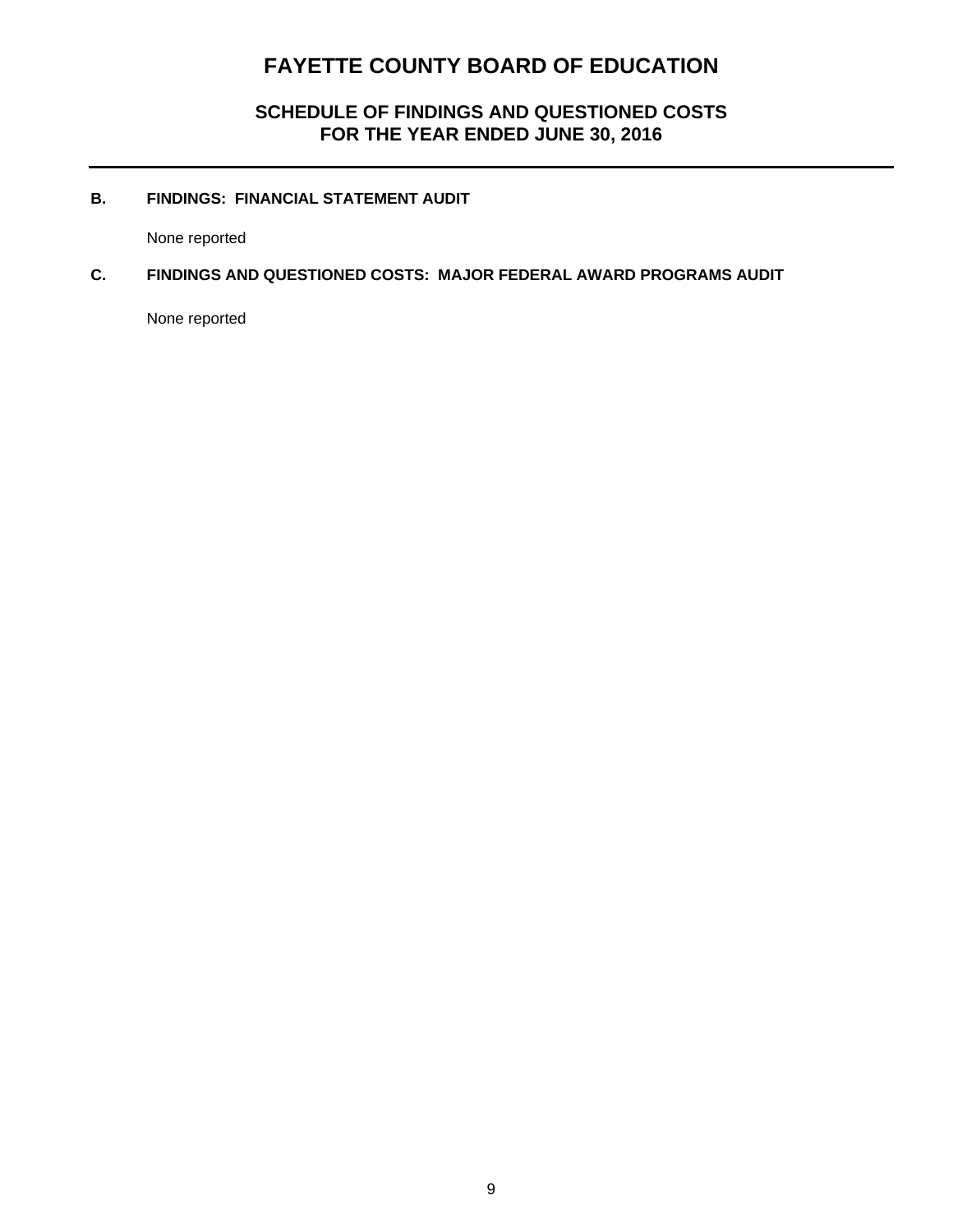# FAYETTE COUNTY BOARD OF EDUCATION

## SCHEDULE OF FINDINGS AND QUESTIONED COSTS
## FOR THE YEAR ENDED JUNE 30, 2016

---

### B. FINDINGS: FINANCIAL STATEMENT AUDIT

None reported

### C. FINDINGS AND QUESTIONED COSTS: MAJOR FEDERAL AWARD PROGRAMS AUDIT

None reported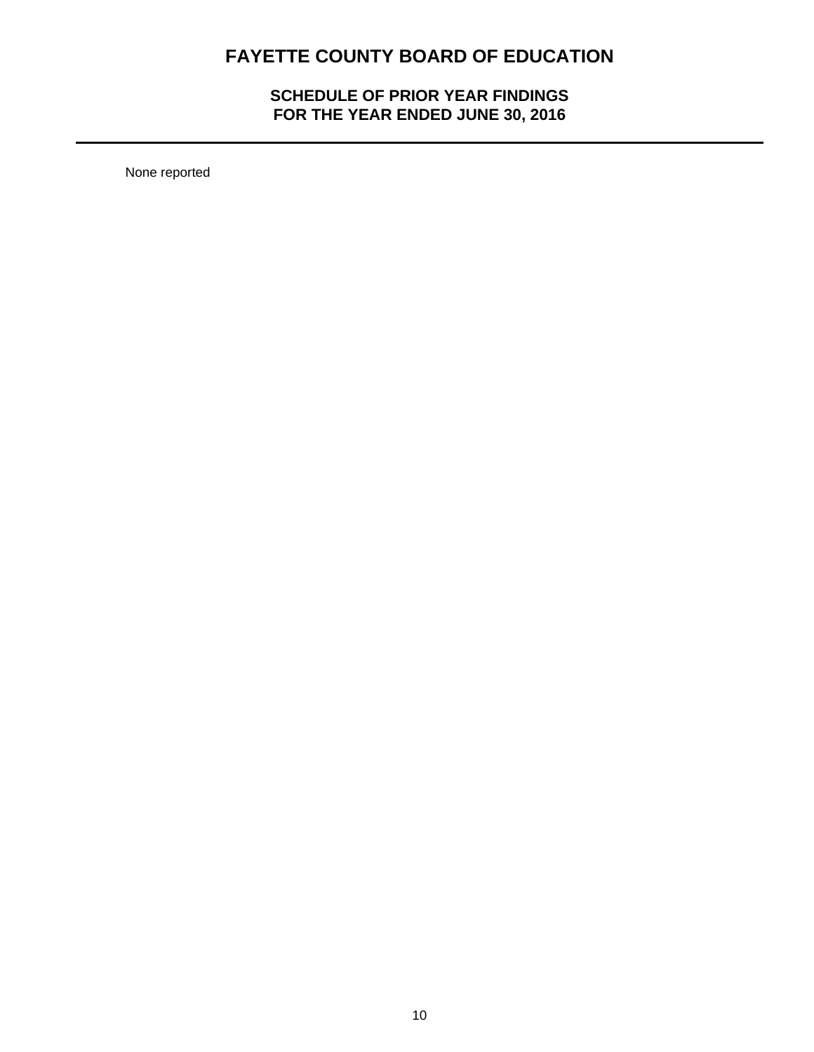# FAYETTE COUNTY BOARD OF EDUCATION

## SCHEDULE OF PRIOR YEAR FINDINGS
## FOR THE YEAR ENDED JUNE 30, 2016

None reported